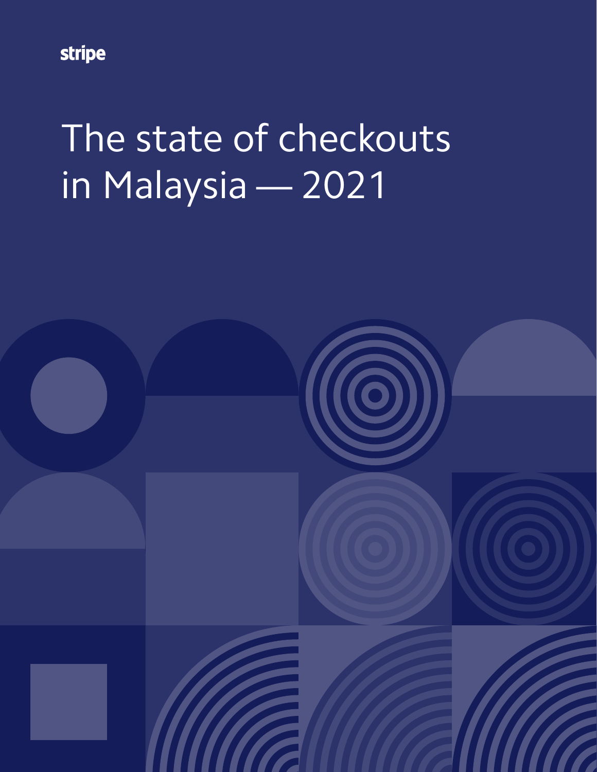stripe

# The state of checkouts in Malaysia — 2021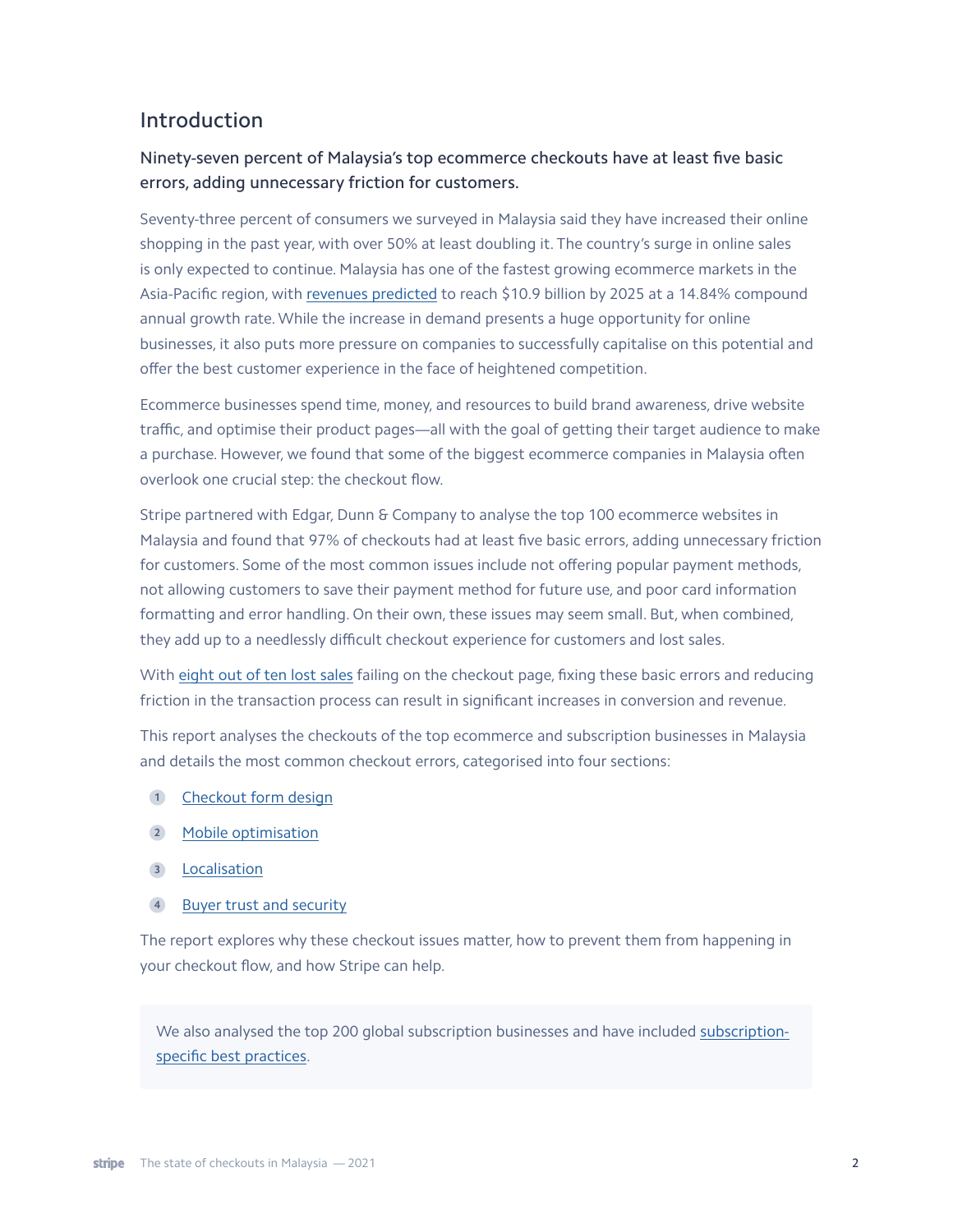## Introduction

### Ninety-seven percent of Malaysia's top ecommerce checkouts have at least five basic errors, adding unnecessary friction for customers.

Seventy-three percent of consumers we surveyed in Malaysia said they have increased their online shopping in the past year, with over 50% at least doubling it. The country's surge in online sales is only expected to continue. Malaysia has one of the fastest growing ecommerce markets in the Asia-Pacific region, with revenues predicted to reach $10.9 billion by 2025 at a 14.84% compound annual growth rate. While the increase in demand presents a huge opportunity for online businesses, it also puts more pressure on companies to successfully capitalise on this potential and offer the best customer experience in the face of heightened competition.

Ecommerce businesses spend time, money, and resources to build brand awareness, drive website traffic, and optimise their product pages—all with the goal of getting their target audience to make a purchase. However, we found that some of the biggest ecommerce companies in Malaysia often overlook one crucial step: the checkout flow.

Stripe partnered with Edgar, Dunn & Company to analyse the top 100 ecommerce websites in Malaysia and found that 97% of checkouts had at least five basic errors, adding unnecessary friction for customers. Some of the most common issues include not offering popular payment methods, not allowing customers to save their payment method for future use, and poor card information formatting and error handling. On their own, these issues may seem small. But, when combined, they add up to a needlessly difficult checkout experience for customers and lost sales.

With eight out of ten lost sales failing on the checkout page, fixing these basic errors and reducing friction in the transaction process can result in significant increases in conversion and revenue.

This report analyses the checkouts of the top ecommerce and subscription businesses in Malaysia and details the most common checkout errors, categorised into four sections:

1. Checkout form design
2. Mobile optimisation
3. Localisation
4. Buyer trust and security

The report explores why these checkout issues matter, how to prevent them from happening in your checkout flow, and how Stripe can help.

We also analysed the top 200 global subscription businesses and have included subscription-specific best practices.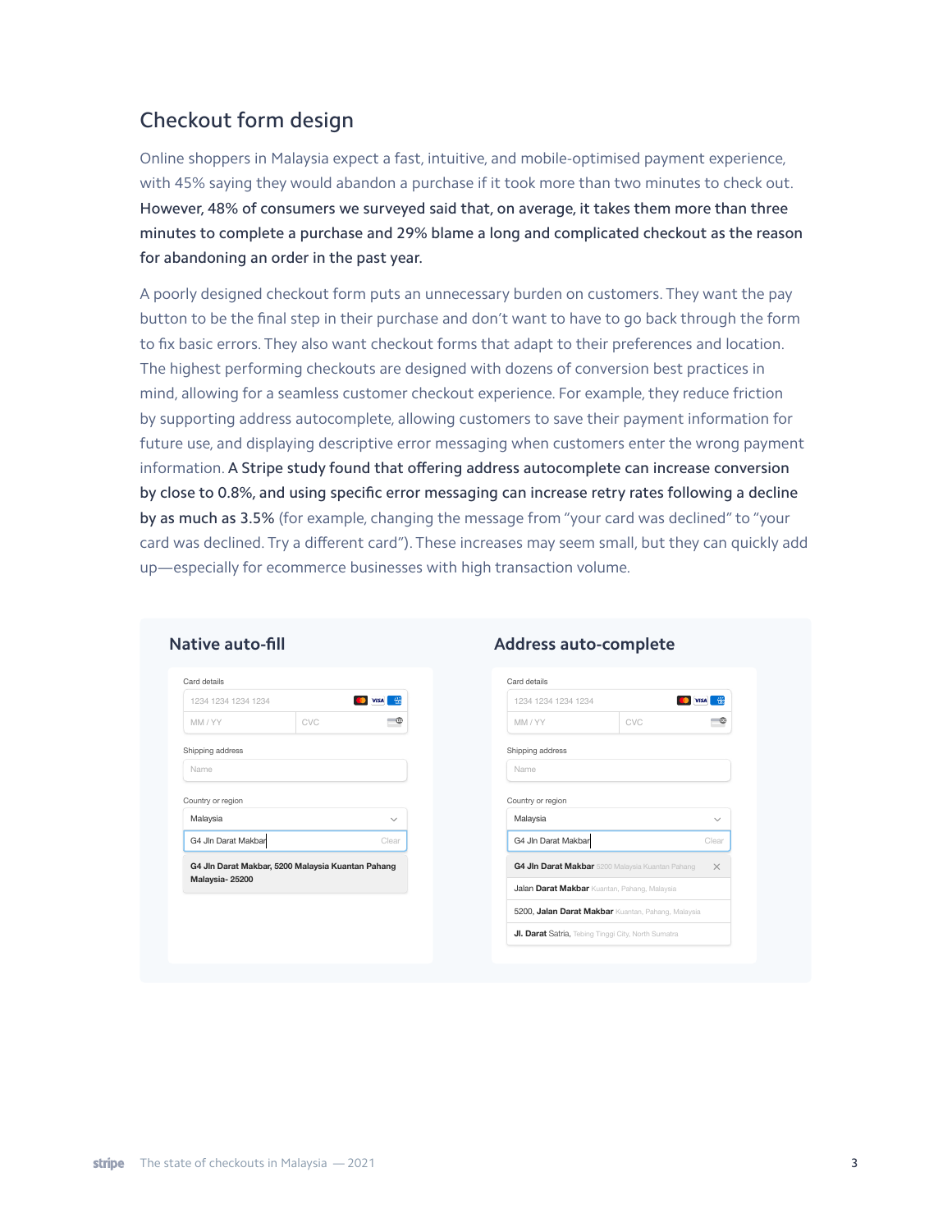## Checkout form design

Online shoppers in Malaysia expect a fast, intuitive, and mobile-optimised payment experience, with 45% saying they would abandon a purchase if it took more than two minutes to check out. **However, 48% of consumers we surveyed said that, on average, it takes them more than three minutes to complete a purchase and 29% blame a long and complicated checkout as the reason for abandoning an order in the past year.**

A poorly designed checkout form puts an unnecessary burden on customers. They want the pay button to be the final step in their purchase and don't want to have to go back through the form to fix basic errors. They also want checkout forms that adapt to their preferences and location. The highest performing checkouts are designed with dozens of conversion best practices in mind, allowing for a seamless customer checkout experience. For example, they reduce friction by supporting address autocomplete, allowing customers to save their payment information for future use, and displaying descriptive error messaging when customers enter the wrong payment information. **A Stripe study found that offering address autocomplete can increase conversion by close to 0.8%, and using specific error messaging can increase retry rates following a decline by as much as 3.5%** (for example, changing the message from "your card was declined" to "your card was declined. Try a different card"). These increases may seem small, but they can quickly add up—especially for ecommerce businesses with high transaction volume.

### Native auto-fill

Card details

1234 1234 1234 1234

MM / YY | CVC

Shipping address

Name

Country or region

Malaysia

G4 Jln Darat Makbar | Clear

**G4 Jln Darat Makbar, 5200 Malaysia Kuantan Pahang Malaysia- 25200**

### Address auto-complete

Card details

1234 1234 1234 1234

MM / YY | CVC

Shipping address

Name

Country or region

Malaysia

G4 Jln Darat Makbar | Clear

- **G4 Jln Darat Makbar** 5200 Malaysia Kuantan Pahang
- Jalan **Darat Makbar** Kuantan, Pahang, Malaysia
- 5200, **Jalan Darat Makbar** Kuantan, Pahang, Malaysia
- **Jl. Darat** Satria, Tebing Tinggi City, North Sumatra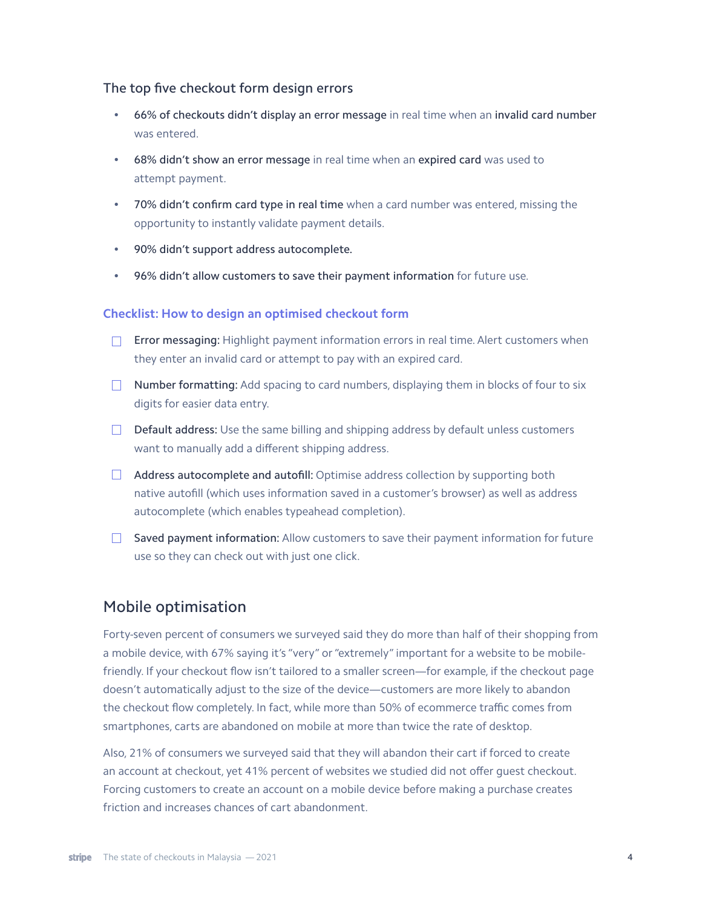### The top five checkout form design errors

- **66% of checkouts didn't display an error message** in real time when an **invalid card number** was entered.
- **68% didn't show an error message** in real time when an **expired card** was used to attempt payment.
- **70% didn't confirm card type in real time** when a card number was entered, missing the opportunity to instantly validate payment details.
- **90% didn't support address autocomplete.**
- **96% didn't allow customers to save their payment information** for future use.

### Checklist: How to design an optimised checkout form

- [ ] **Error messaging:** Highlight payment information errors in real time. Alert customers when they enter an invalid card or attempt to pay with an expired card.
- [ ] **Number formatting:** Add spacing to card numbers, displaying them in blocks of four to six digits for easier data entry.
- [ ] **Default address:** Use the same billing and shipping address by default unless customers want to manually add a different shipping address.
- [ ] **Address autocomplete and autofill:** Optimise address collection by supporting both native autofill (which uses information saved in a customer's browser) as well as address autocomplete (which enables typeahead completion).
- [ ] **Saved payment information:** Allow customers to save their payment information for future use so they can check out with just one click.

## Mobile optimisation

Forty-seven percent of consumers we surveyed said they do more than half of their shopping from a mobile device, with 67% saying it's "very" or "extremely" important for a website to be mobile-friendly. If your checkout flow isn't tailored to a smaller screen—for example, if the checkout page doesn't automatically adjust to the size of the device—customers are more likely to abandon the checkout flow completely. In fact, while more than 50% of ecommerce traffic comes from smartphones, carts are abandoned on mobile at more than twice the rate of desktop.

Also, 21% of consumers we surveyed said that they will abandon their cart if forced to create an account at checkout, yet 41% percent of websites we studied did not offer guest checkout. Forcing customers to create an account on a mobile device before making a purchase creates friction and increases chances of cart abandonment.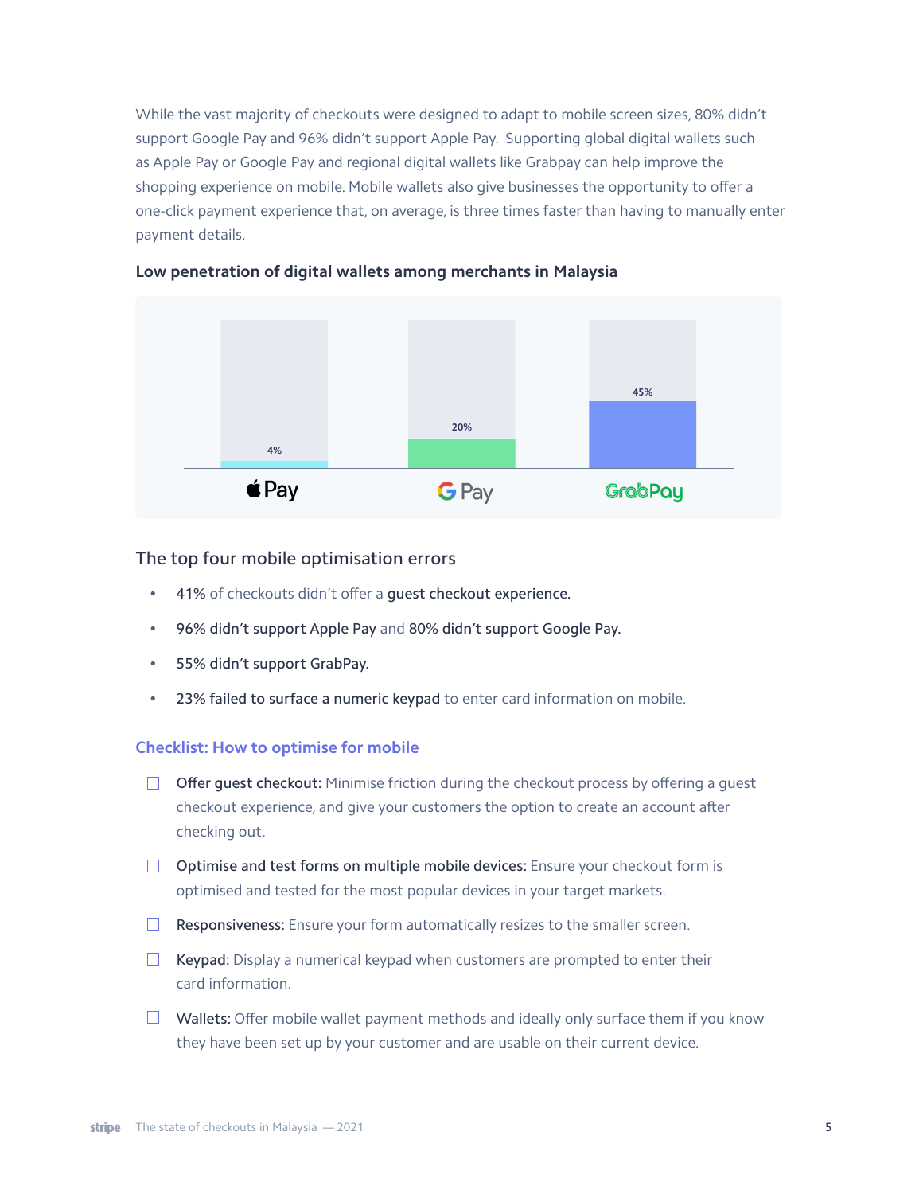While the vast majority of checkouts were designed to adapt to mobile screen sizes, 80% didn't support Google Pay and 96% didn't support Apple Pay. Supporting global digital wallets such as Apple Pay or Google Pay and regional digital wallets like Grabpay can help improve the shopping experience on mobile. Mobile wallets also give businesses the opportunity to offer a one-click payment experience that, on average, is three times faster than having to manually enter payment details.

**Low penetration of digital wallets among merchants in Malaysia**

| Apple Pay | Google Pay | GrabPay |
|---|---|---|
| 4% | 20% | 45% |

## The top four mobile optimisation errors

- **41%** of checkouts didn't offer a **guest checkout experience.**
- **96% didn't support Apple Pay** and **80% didn't support Google Pay.**
- **55% didn't support GrabPay.**
- **23% failed to surface a numeric keypad** to enter card information on mobile.

### Checklist: How to optimise for mobile

- [ ] **Offer guest checkout:** Minimise friction during the checkout process by offering a guest checkout experience, and give your customers the option to create an account after checking out.
- [ ] **Optimise and test forms on multiple mobile devices:** Ensure your checkout form is optimised and tested for the most popular devices in your target markets.
- [ ] **Responsiveness:** Ensure your form automatically resizes to the smaller screen.
- [ ] **Keypad:** Display a numerical keypad when customers are prompted to enter their card information.
- [ ] **Wallets:** Offer mobile wallet payment methods and ideally only surface them if you know they have been set up by your customer and are usable on their current device.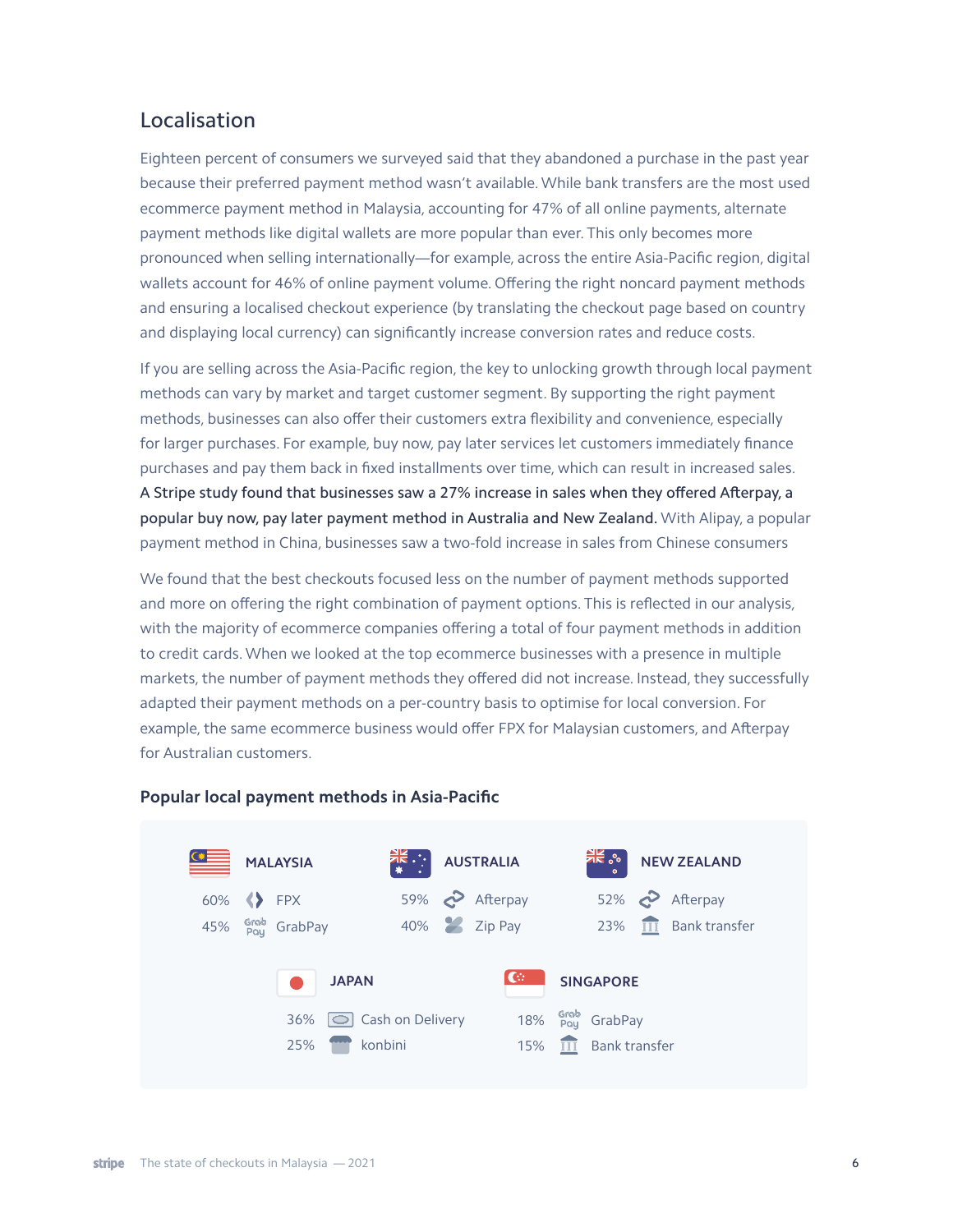## Localisation

Eighteen percent of consumers we surveyed said that they abandoned a purchase in the past year because their preferred payment method wasn't available. While bank transfers are the most used ecommerce payment method in Malaysia, accounting for 47% of all online payments, alternate payment methods like digital wallets are more popular than ever. This only becomes more pronounced when selling internationally—for example, across the entire Asia-Pacific region, digital wallets account for 46% of online payment volume. Offering the right noncard payment methods and ensuring a localised checkout experience (by translating the checkout page based on country and displaying local currency) can significantly increase conversion rates and reduce costs.

If you are selling across the Asia-Pacific region, the key to unlocking growth through local payment methods can vary by market and target customer segment. By supporting the right payment methods, businesses can also offer their customers extra flexibility and convenience, especially for larger purchases. For example, buy now, pay later services let customers immediately finance purchases and pay them back in fixed installments over time, which can result in increased sales. **A Stripe study found that businesses saw a 27% increase in sales when they offered Afterpay, a popular buy now, pay later payment method in Australia and New Zealand.** With Alipay, a popular payment method in China, businesses saw a two-fold increase in sales from Chinese consumers

We found that the best checkouts focused less on the number of payment methods supported and more on offering the right combination of payment options. This is reflected in our analysis, with the majority of ecommerce companies offering a total of four payment methods in addition to credit cards. When we looked at the top ecommerce businesses with a presence in multiple markets, the number of payment methods they offered did not increase. Instead, they successfully adapted their payment methods on a per-country basis to optimise for local conversion. For example, the same ecommerce business would offer FPX for Malaysian customers, and Afterpay for Australian customers.

### Popular local payment methods in Asia-Pacific

| Country | Share | Payment method |
|---|---|---|
| MALAYSIA | 60% | FPX |
| | 45% | GrabPay |
| AUSTRALIA | 59% | Afterpay |
| | 40% | Zip Pay |
| NEW ZEALAND | 52% | Afterpay |
| | 23% | Bank transfer |
| JAPAN | 36% | Cash on Delivery |
| | 25% | konbini |
| SINGAPORE | 18% | GrabPay |
| | 15% | Bank transfer |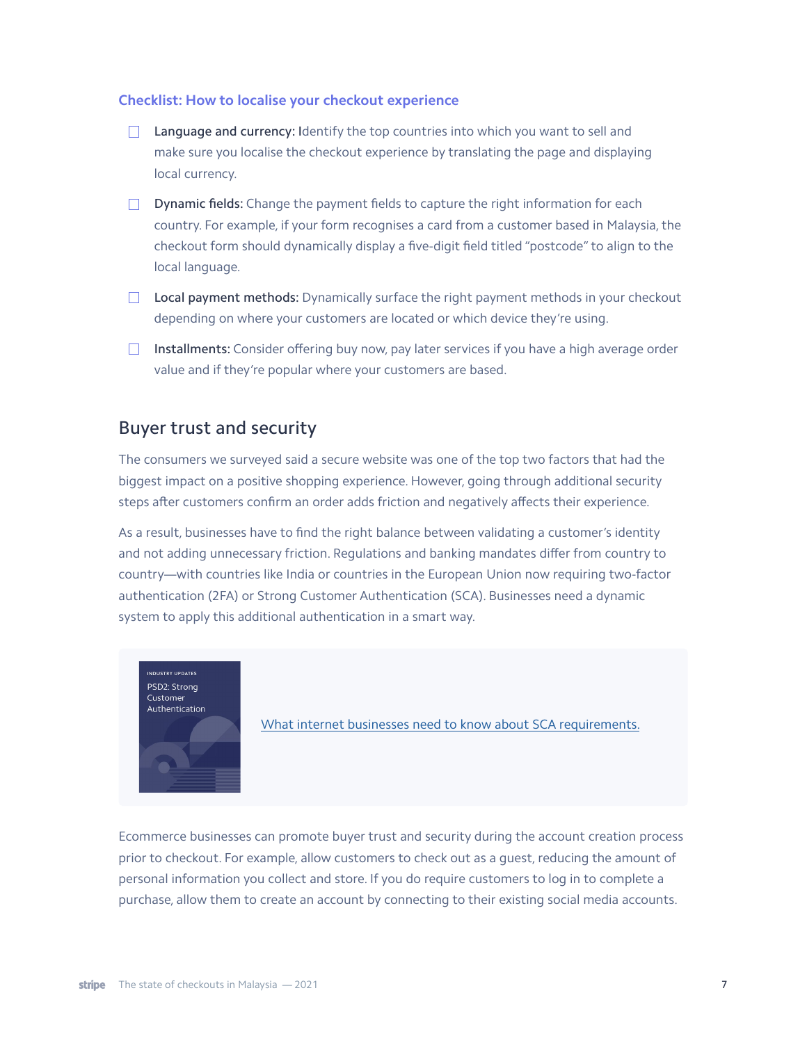### Checklist: How to localise your checkout experience

- [ ] **Language and currency:** Identify the top countries into which you want to sell and make sure you localise the checkout experience by translating the page and displaying local currency.
- [ ] **Dynamic fields:** Change the payment fields to capture the right information for each country. For example, if your form recognises a card from a customer based in Malaysia, the checkout form should dynamically display a five-digit field titled "postcode" to align to the local language.
- [ ] **Local payment methods:** Dynamically surface the right payment methods in your checkout depending on where your customers are located or which device they're using.
- [ ] **Installments:** Consider offering buy now, pay later services if you have a high average order value and if they're popular where your customers are based.

## Buyer trust and security

The consumers we surveyed said a secure website was one of the top two factors that had the biggest impact on a positive shopping experience. However, going through additional security steps after customers confirm an order adds friction and negatively affects their experience.

As a result, businesses have to find the right balance between validating a customer's identity and not adding unnecessary friction. Regulations and banking mandates differ from country to country—with countries like India or countries in the European Union now requiring two-factor authentication (2FA) or Strong Customer Authentication (SCA). Businesses need a dynamic system to apply this additional authentication in a smart way.

INDUSTRY UPDATES
PSD2: Strong Customer Authentication

What internet businesses need to know about SCA requirements.

Ecommerce businesses can promote buyer trust and security during the account creation process prior to checkout. For example, allow customers to check out as a guest, reducing the amount of personal information you collect and store. If you do require customers to log in to complete a purchase, allow them to create an account by connecting to their existing social media accounts.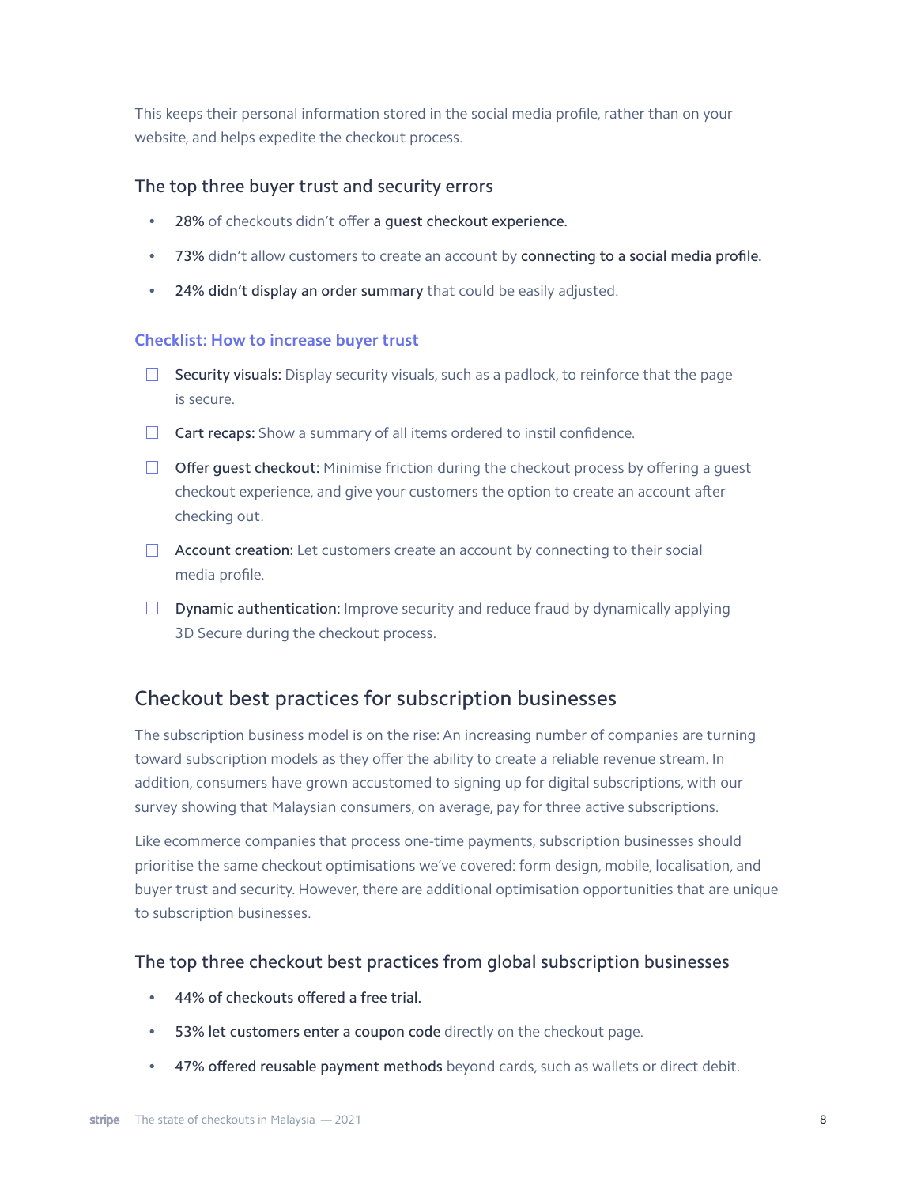This keeps their personal information stored in the social media profile, rather than on your website, and helps expedite the checkout process.

### The top three buyer trust and security errors

- 28% of checkouts didn't offer **a guest checkout experience.**
- 73% didn't allow customers to create an account by **connecting to a social media profile.**
- **24% didn't display an order summary** that could be easily adjusted.

#### Checklist: How to increase buyer trust

- [ ] **Security visuals:** Display security visuals, such as a padlock, to reinforce that the page is secure.
- [ ] **Cart recaps:** Show a summary of all items ordered to instil confidence.
- [ ] **Offer guest checkout:** Minimise friction during the checkout process by offering a guest checkout experience, and give your customers the option to create an account after checking out.
- [ ] **Account creation:** Let customers create an account by connecting to their social media profile.
- [ ] **Dynamic authentication:** Improve security and reduce fraud by dynamically applying 3D Secure during the checkout process.

## Checkout best practices for subscription businesses

The subscription business model is on the rise: An increasing number of companies are turning toward subscription models as they offer the ability to create a reliable revenue stream. In addition, consumers have grown accustomed to signing up for digital subscriptions, with our survey showing that Malaysian consumers, on average, pay for three active subscriptions.

Like ecommerce companies that process one-time payments, subscription businesses should prioritise the same checkout optimisations we've covered: form design, mobile, localisation, and buyer trust and security. However, there are additional optimisation opportunities that are unique to subscription businesses.

### The top three checkout best practices from global subscription businesses

- **44% of checkouts offered a free trial.**
- **53% let customers enter a coupon code** directly on the checkout page.
- **47% offered reusable payment methods** beyond cards, such as wallets or direct debit.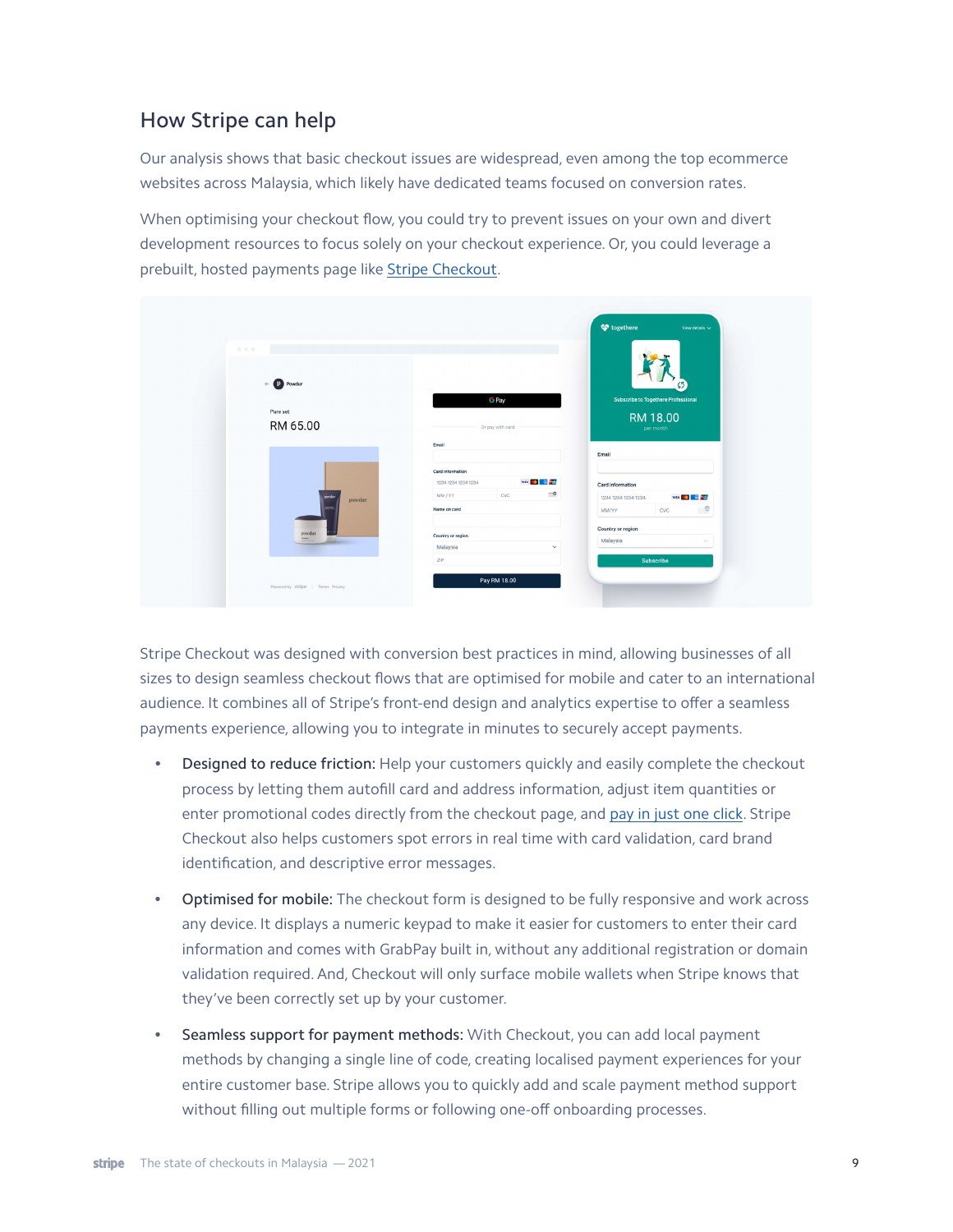## How Stripe can help

Our analysis shows that basic checkout issues are widespread, even among the top ecommerce websites across Malaysia, which likely have dedicated teams focused on conversion rates.

When optimising your checkout flow, you could try to prevent issues on your own and divert development resources to focus solely on your checkout experience. Or, you could leverage a prebuilt, hosted payments page like Stripe Checkout.

Stripe Checkout was designed with conversion best practices in mind, allowing businesses of all sizes to design seamless checkout flows that are optimised for mobile and cater to an international audience. It combines all of Stripe's front-end design and analytics expertise to offer a seamless payments experience, allowing you to integrate in minutes to securely accept payments.

- **Designed to reduce friction:** Help your customers quickly and easily complete the checkout process by letting them autofill card and address information, adjust item quantities or enter promotional codes directly from the checkout page, and pay in just one click. Stripe Checkout also helps customers spot errors in real time with card validation, card brand identification, and descriptive error messages.
- **Optimised for mobile:** The checkout form is designed to be fully responsive and work across any device. It displays a numeric keypad to make it easier for customers to enter their card information and comes with GrabPay built in, without any additional registration or domain validation required. And, Checkout will only surface mobile wallets when Stripe knows that they've been correctly set up by your customer.
- **Seamless support for payment methods:** With Checkout, you can add local payment methods by changing a single line of code, creating localised payment experiences for your entire customer base. Stripe allows you to quickly add and scale payment method support without filling out multiple forms or following one-off onboarding processes.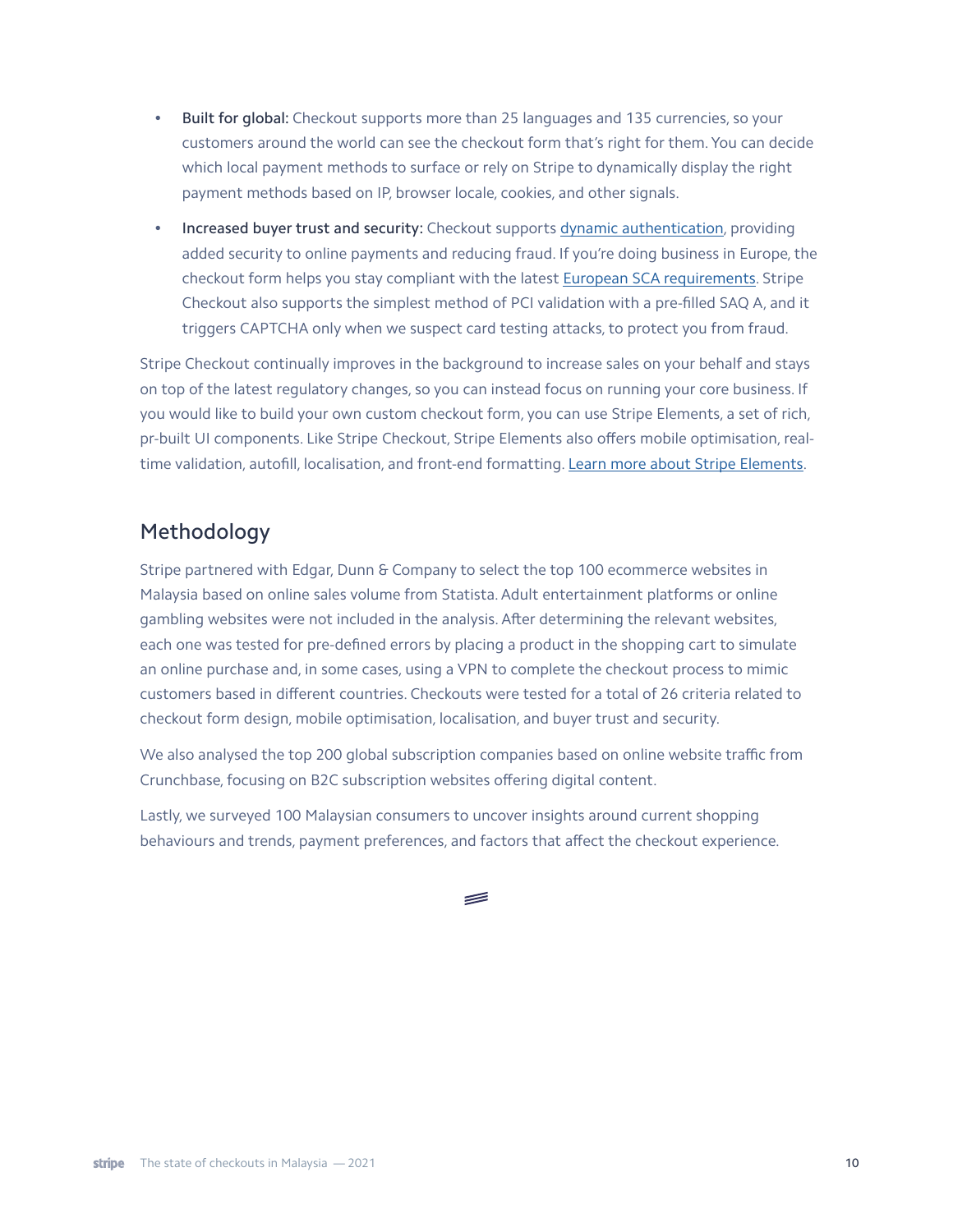- **Built for global:** Checkout supports more than 25 languages and 135 currencies, so your customers around the world can see the checkout form that's right for them. You can decide which local payment methods to surface or rely on Stripe to dynamically display the right payment methods based on IP, browser locale, cookies, and other signals.
- **Increased buyer trust and security:** Checkout supports dynamic authentication, providing added security to online payments and reducing fraud. If you're doing business in Europe, the checkout form helps you stay compliant with the latest European SCA requirements. Stripe Checkout also supports the simplest method of PCI validation with a pre-filled SAQ A, and it triggers CAPTCHA only when we suspect card testing attacks, to protect you from fraud.

Stripe Checkout continually improves in the background to increase sales on your behalf and stays on top of the latest regulatory changes, so you can instead focus on running your core business. If you would like to build your own custom checkout form, you can use Stripe Elements, a set of rich, pr-built UI components. Like Stripe Checkout, Stripe Elements also offers mobile optimisation, real-time validation, autofill, localisation, and front-end formatting. Learn more about Stripe Elements.

## Methodology

Stripe partnered with Edgar, Dunn & Company to select the top 100 ecommerce websites in Malaysia based on online sales volume from Statista. Adult entertainment platforms or online gambling websites were not included in the analysis. After determining the relevant websites, each one was tested for pre-defined errors by placing a product in the shopping cart to simulate an online purchase and, in some cases, using a VPN to complete the checkout process to mimic customers based in different countries. Checkouts were tested for a total of 26 criteria related to checkout form design, mobile optimisation, localisation, and buyer trust and security.

We also analysed the top 200 global subscription companies based on online website traffic from Crunchbase, focusing on B2C subscription websites offering digital content.

Lastly, we surveyed 100 Malaysian consumers to uncover insights around current shopping behaviours and trends, payment preferences, and factors that affect the checkout experience.